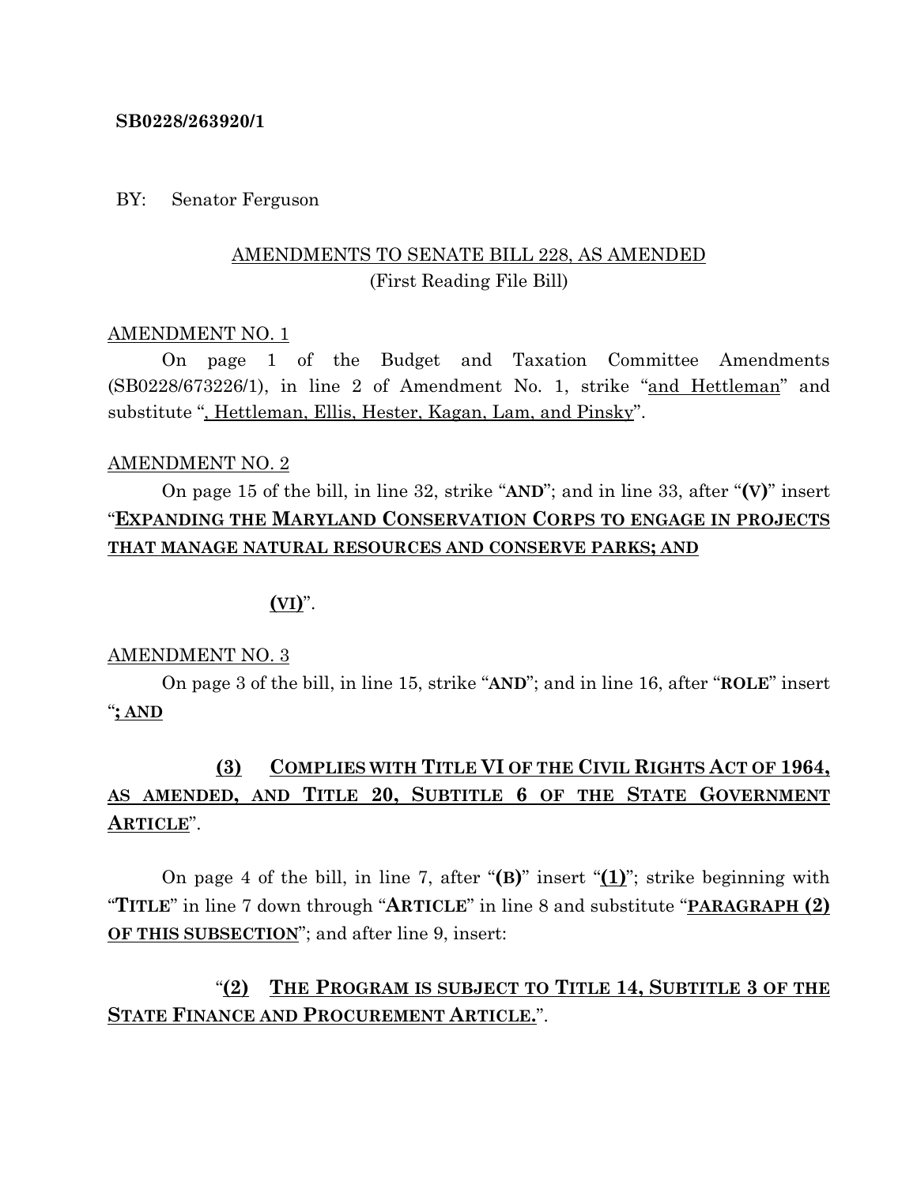**SB0228/263920/1**

BY: Senator Ferguson

<u>AMENDMENTS TO SENATE BILL 228, AS AMENDED</u>
(First Reading File Bill)

<u>AMENDMENT NO. 1</u>

On page 1 of the Budget and Taxation Committee Amendments (SB0228/673226/1), in line 2 of Amendment No. 1, strike "<u>and Hettleman</u>" and substitute "<u>, Hettleman, Ellis, Hester, Kagan, Lam, and Pinsky</u>".

<u>AMENDMENT NO. 2</u>

On page 15 of the bill, in line 32, strike "**AND**"; and in line 33, after "**(V)**" insert "<u>**EXPANDING THE MARYLAND CONSERVATION CORPS TO ENGAGE IN PROJECTS THAT MANAGE NATURAL RESOURCES AND CONSERVE PARKS; AND**</u>

<u>**(VI)**</u>".

<u>AMENDMENT NO. 3</u>

On page 3 of the bill, in line 15, strike "**AND**"; and in line 16, after "**ROLE**" insert "<u>**; AND**</u>

<u>**(3) COMPLIES WITH TITLE VI OF THE CIVIL RIGHTS ACT OF 1964, AS AMENDED, AND TITLE 20, SUBTITLE 6 OF THE STATE GOVERNMENT ARTICLE**</u>".

On page 4 of the bill, in line 7, after "**(B)**" insert "<u>**(1)**</u>"; strike beginning with "**TITLE**" in line 7 down through "**ARTICLE**" in line 8 and substitute "<u>**PARAGRAPH (2) OF THIS SUBSECTION**</u>"; and after line 9, insert:

"<u>**(2) THE PROGRAM IS SUBJECT TO TITLE 14, SUBTITLE 3 OF THE STATE FINANCE AND PROCUREMENT ARTICLE.**</u>".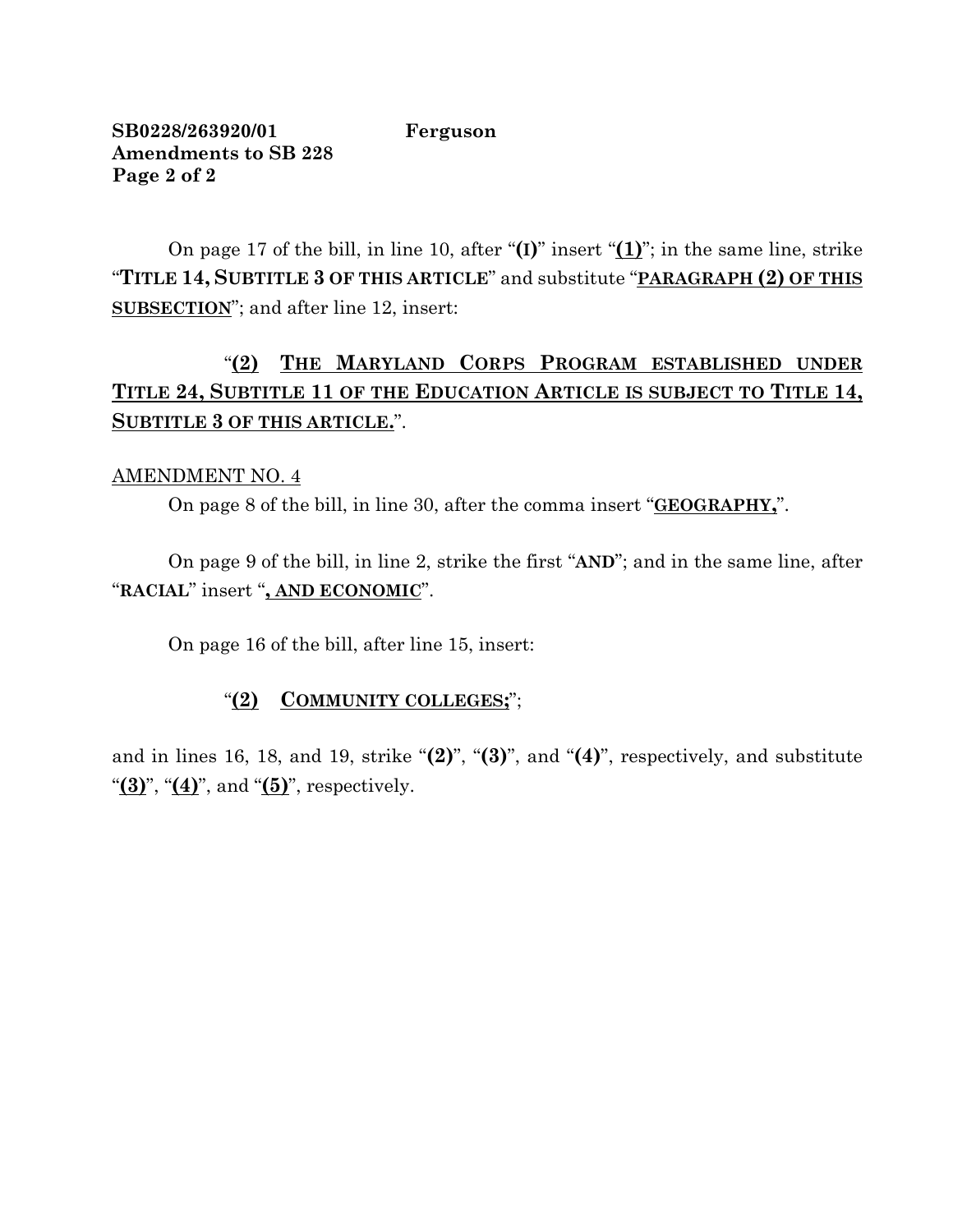**SB0228/263920/01 Ferguson**
**Amendments to SB 228**

On page 17 of the bill, in line 10, after "**(I)**" insert "**<u>(1)</u>**"; in the same line, strike "**TITLE 14, SUBTITLE 3 OF THIS ARTICLE**" and substitute "**<u>PARAGRAPH (2) OF THIS SUBSECTION</u>**"; and after line 12, insert:

"**<u>(2) THE MARYLAND CORPS PROGRAM ESTABLISHED UNDER TITLE 24, SUBTITLE 11 OF THE EDUCATION ARTICLE IS SUBJECT TO TITLE 14, SUBTITLE 3 OF THIS ARTICLE.</u>**".

<u>AMENDMENT NO. 4</u>

On page 8 of the bill, in line 30, after the comma insert "**<u>GEOGRAPHY,</u>**".

On page 9 of the bill, in line 2, strike the first "**AND**"; and in the same line, after "**RACIAL**" insert "**<u>, AND ECONOMIC</u>**".

On page 16 of the bill, after line 15, insert:

"**<u>(2) COMMUNITY COLLEGES;</u>**";

and in lines 16, 18, and 19, strike "**(2)**", "**(3)**", and "**(4)**", respectively, and substitute "**<u>(3)</u>**", "**<u>(4)</u>**", and "**<u>(5)</u>**", respectively.